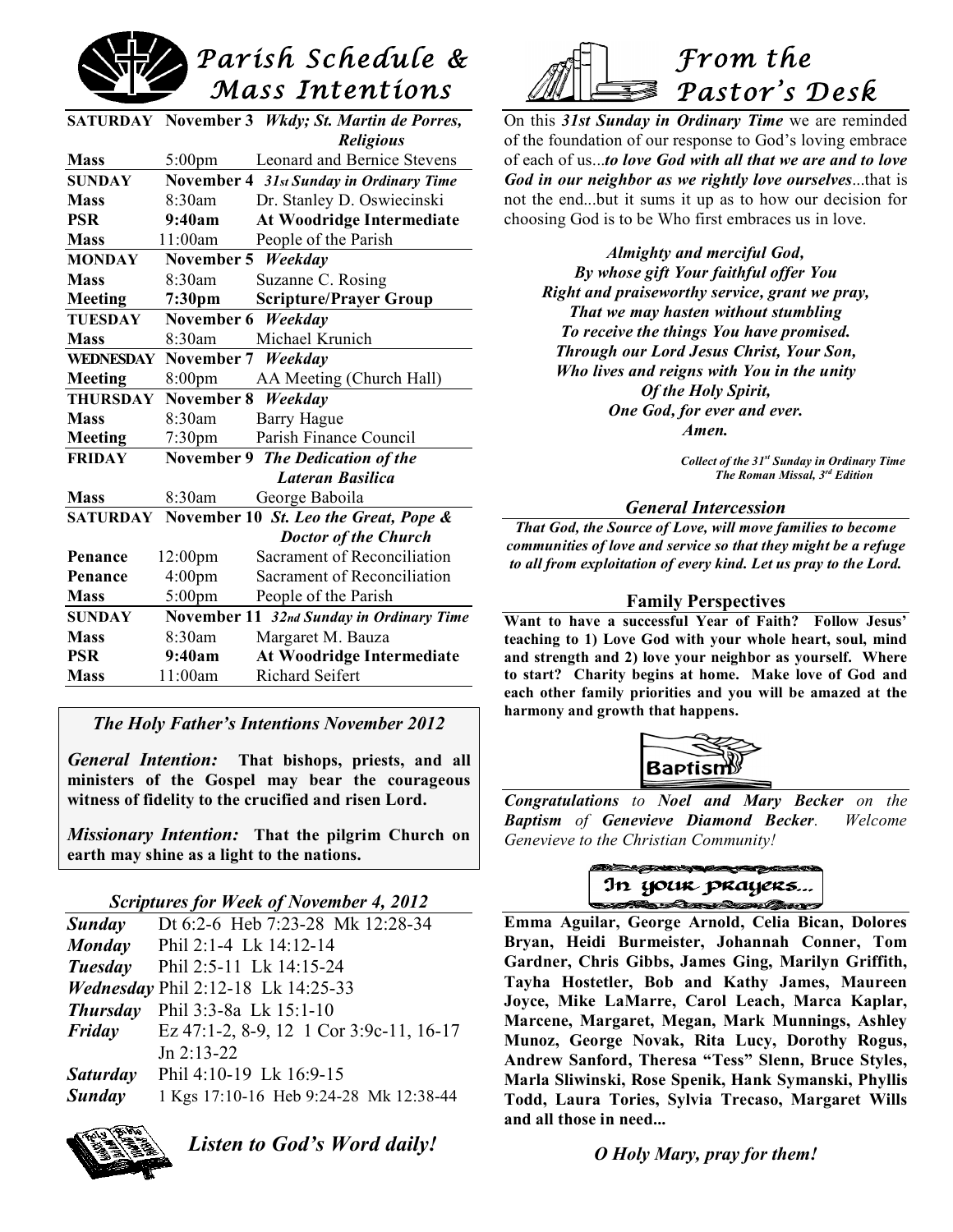# Parish Schedule & Mass Intentions

| | | |
|---|---|---|
| **SATURDAY** | **November 3** | ***Wkdy; St. Martin de Porres, Religious*** |
| **Mass** | 5:00pm | Leonard and Bernice Stevens |
| **SUNDAY** | **November 4** | ***31st Sunday in Ordinary Time*** |
| **Mass** | 8:30am | Dr. Stanley D. Oswiecinski |
| **PSR** | **9:40am** | **At Woodridge Intermediate** |
| **Mass** | 11:00am | People of the Parish |
| **MONDAY** | **November 5** | ***Weekday*** |
| **Mass** | 8:30am | Suzanne C. Rosing |
| **Meeting** | **7:30pm** | **Scripture/Prayer Group** |
| **TUESDAY** | **November 6** | ***Weekday*** |
| **Mass** | 8:30am | Michael Krunich |
| **WEDNESDAY** | **November 7** | ***Weekday*** |
| **Meeting** | 8:00pm | AA Meeting (Church Hall) |
| **THURSDAY** | **November 8** | ***Weekday*** |
| **Mass** | 8:30am | Barry Hague |
| **Meeting** | 7:30pm | Parish Finance Council |
| **FRIDAY** | **November 9** | ***The Dedication of the Lateran Basilica*** |
| **Mass** | 8:30am | George Baboila |
| **SATURDAY** | **November 10** | ***St. Leo the Great, Pope & Doctor of the Church*** |
| **Penance** | 12:00pm | Sacrament of Reconciliation |
| **Penance** | 4:00pm | Sacrament of Reconciliation |
| **Mass** | 5:00pm | People of the Parish |
| **SUNDAY** | **November 11** | ***32nd Sunday in Ordinary Time*** |
| **Mass** | 8:30am | Margaret M. Bauza |
| **PSR** | **9:40am** | **At Woodridge Intermediate** |
| **Mass** | 11:00am | Richard Seifert |

### *The Holy Father's Intentions November 2012*

***General Intention:*** **That bishops, priests, and all ministers of the Gospel may bear the courageous witness of fidelity to the crucified and risen Lord.**

***Missionary Intention:*** **That the pilgrim Church on earth may shine as a light to the nations.**

### *Scriptures for Week of November 4, 2012*

| | |
|---|---|
| ***Sunday*** | Dt 6:2-6 Heb 7:23-28 Mk 12:28-34 |
| ***Monday*** | Phil 2:1-4 Lk 14:12-14 |
| ***Tuesday*** | Phil 2:5-11 Lk 14:15-24 |
| ***Wednesday*** | Phil 2:12-18 Lk 14:25-33 |
| ***Thursday*** | Phil 3:3-8a Lk 15:1-10 |
| ***Friday*** | Ez 47:1-2, 8-9, 12 1 Cor 3:9c-11, 16-17 Jn 2:13-22 |
| ***Saturday*** | Phil 4:10-19 Lk 16:9-15 |
| ***Sunday*** | 1 Kgs 17:10-16 Heb 9:24-28 Mk 12:38-44 |

***Listen to God's Word daily!***

# From the Pastor's Desk

On this ***31st Sunday in Ordinary Time*** we are reminded of the foundation of our response to God's loving embrace of each of us...***to love God with all that we are and to love God in our neighbor as we rightly love ourselves***...that is not the end...but it sums it up as to how our decision for choosing God is to be Who first embraces us in love.

***Almighty and merciful God,***
***By whose gift Your faithful offer You***
***Right and praiseworthy service, grant we pray,***
***That we may hasten without stumbling***
***To receive the things You have promised.***
***Through our Lord Jesus Christ, Your Son,***
***Who lives and reigns with You in the unity***
***Of the Holy Spirit,***
***One God, for ever and ever.***
***Amen.***

*Collect of the 31st Sunday in Ordinary Time*
*The Roman Missal, 3rd Edition*

### *General Intercession*

***That God, the Source of Love, will move families to become communities of love and service so that they might be a refuge to all from exploitation of every kind. Let us pray to the Lord.***

### Family Perspectives

**Want to have a successful Year of Faith? Follow Jesus' teaching to 1) Love God with your whole heart, soul, mind and strength and 2) love your neighbor as yourself. Where to start? Charity begins at home. Make love of God and each other family priorities and you will be amazed at the harmony and growth that happens.**

### Baptism

***Congratulations*** *to* ***Noel and Mary Becker*** *on the* ***Baptism*** *of* ***Genevieve Diamond Becker****. Welcome Genevieve to the Christian Community!*

### In your prayers...

**Emma Aguilar, George Arnold, Celia Bican, Dolores Bryan, Heidi Burmeister, Johannah Conner, Tom Gardner, Chris Gibbs, James Ging, Marilyn Griffith, Tayha Hostetler, Bob and Kathy James, Maureen Joyce, Mike LaMarre, Carol Leach, Marca Kaplar, Marcene, Margaret, Megan, Mark Munnings, Ashley Munoz, George Novak, Rita Lucy, Dorothy Rogus, Andrew Sanford, Theresa "Tess" Slenn, Bruce Styles, Marla Sliwinski, Rose Spenik, Hank Symanski, Phyllis Todd, Laura Tories, Sylvia Trecaso, Margaret Wills and all those in need...**

***O Holy Mary, pray for them!***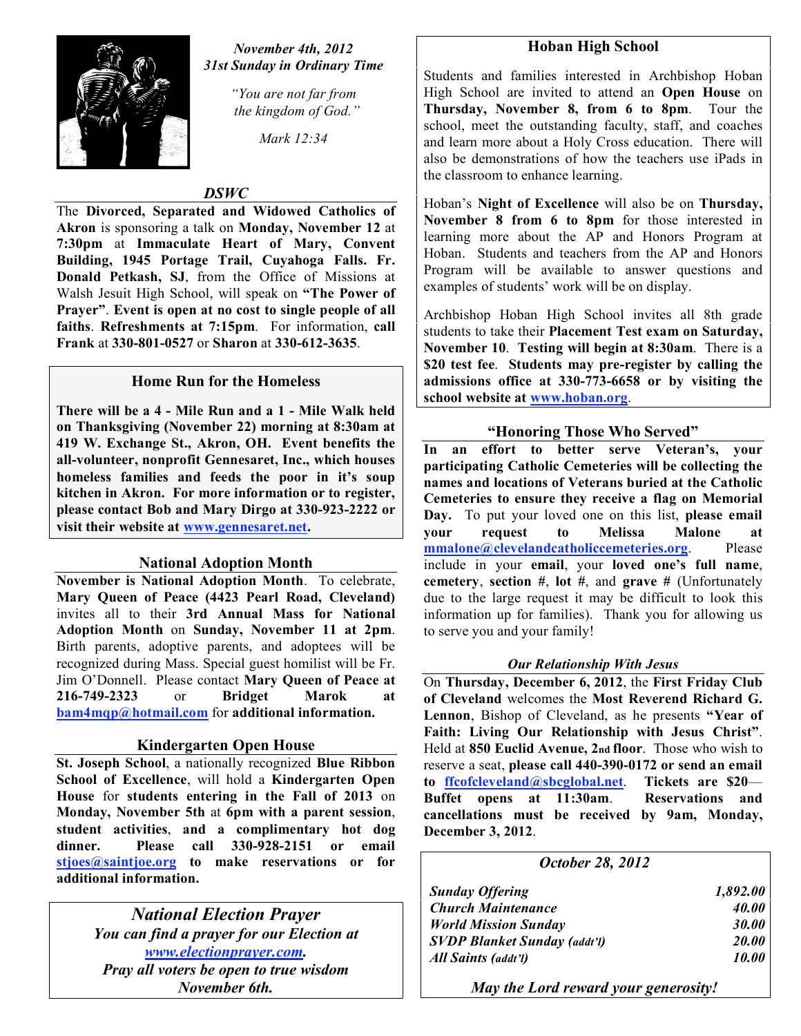*November 4th, 2012*
*31st Sunday in Ordinary Time*

*"You are not far from the kingdom of God."*

*Mark 12:34*

## *DSWC*

The **Divorced, Separated and Widowed Catholics of Akron** is sponsoring a talk on **Monday, November 12** at **7:30pm** at **Immaculate Heart of Mary, Convent Building, 1945 Portage Trail, Cuyahoga Falls. Fr. Donald Petkash, SJ**, from the Office of Missions at Walsh Jesuit High School, will speak on **"The Power of Prayer"**. **Event is open at no cost to single people of all faiths**. **Refreshments at 7:15pm**. For information, **call Frank** at **330-801-0527** or **Sharon** at **330-612-3635**.

## Home Run for the Homeless

**There will be a 4 - Mile Run and a 1 - Mile Walk held on Thanksgiving (November 22) morning at 8:30am at 419 W. Exchange St., Akron, OH. Event benefits the all-volunteer, nonprofit Gennesaret, Inc., which houses homeless families and feeds the poor in it's soup kitchen in Akron. For more information or to register, please contact Bob and Mary Dirgo at 330-923-2222 or visit their website at www.gennesaret.net.**

## National Adoption Month

**November is National Adoption Month**. To celebrate, **Mary Queen of Peace (4423 Pearl Road, Cleveland)** invites all to their **3rd Annual Mass for National Adoption Month** on **Sunday, November 11 at 2pm**. Birth parents, adoptive parents, and adoptees will be recognized during Mass. Special guest homilist will be Fr. Jim O'Donnell. Please contact **Mary Queen of Peace at 216-749-2323** or **Bridget Marok at bam4mqp@hotmail.com** for **additional information.**

## Kindergarten Open House

**St. Joseph School**, a nationally recognized **Blue Ribbon School of Excellence**, will hold a **Kindergarten Open House** for **students entering in the Fall of 2013** on **Monday, November 5th** at **6pm with a parent session, student activities, and a complimentary hot dog dinner. Please call 330-928-2151 or email stjoes@saintjoe.org to make reservations or for additional information.**

## *National Election Prayer*

***You can find a prayer for our Election at www.electionprayer.com.***
***Pray all voters be open to true wisdom November 6th.***

## Hoban High School

Students and families interested in Archbishop Hoban High School are invited to attend an **Open House** on **Thursday, November 8, from 6 to 8pm**. Tour the school, meet the outstanding faculty, staff, and coaches and learn more about a Holy Cross education. There will also be demonstrations of how the teachers use iPads in the classroom to enhance learning.

Hoban's **Night of Excellence** will also be on **Thursday, November 8 from 6 to 8pm** for those interested in learning more about the AP and Honors Program at Hoban. Students and teachers from the AP and Honors Program will be available to answer questions and examples of students' work will be on display.

Archbishop Hoban High School invites all 8th grade students to take their **Placement Test exam on Saturday, November 10**. **Testing will begin at 8:30am**. There is a **$20 test fee**. **Students may pre-register by calling the admissions office at 330-773-6658 or by visiting the school website at www.hoban.org**.

## "Honoring Those Who Served"

**In an effort to better serve Veteran's, your participating Catholic Cemeteries will be collecting the names and locations of Veterans buried at the Catholic Cemeteries to ensure they receive a flag on Memorial Day.** To put your loved one on this list, **please email your request to Melissa Malone at mmalone@clevelandcatholiccemeteries.org**. Please include in your **email**, your **loved one's full name**, **cemetery**, **section #**, **lot #**, and **grave #** (Unfortunately due to the large request it may be difficult to look this information up for families). Thank you for allowing us to serve you and your family!

## *Our Relationship With Jesus*

On **Thursday, December 6, 2012**, the **First Friday Club of Cleveland** welcomes the **Most Reverend Richard G. Lennon**, Bishop of Cleveland, as he presents **"Year of Faith: Living Our Relationship with Jesus Christ"**. Held at **850 Euclid Avenue, 2nd floor**. Those who wish to reserve a seat, **please call 440-390-0172 or send an email to ffcofcleveland@sbcglobal.net**. **Tickets are $20**—**Buffet opens at 11:30am**. **Reservations and cancellations must be received by 9am, Monday, December 3, 2012**.

## *October 28, 2012*

| | |
|---|---|
| ***Sunday Offering*** | ***1,892.00*** |
| ***Church Maintenance*** | ***40.00*** |
| ***World Mission Sunday*** | ***30.00*** |
| ***SVDP Blanket Sunday (addt'l)*** | ***20.00*** |
| ***All Saints (addt'l)*** | ***10.00*** |

***May the Lord reward your generosity!***